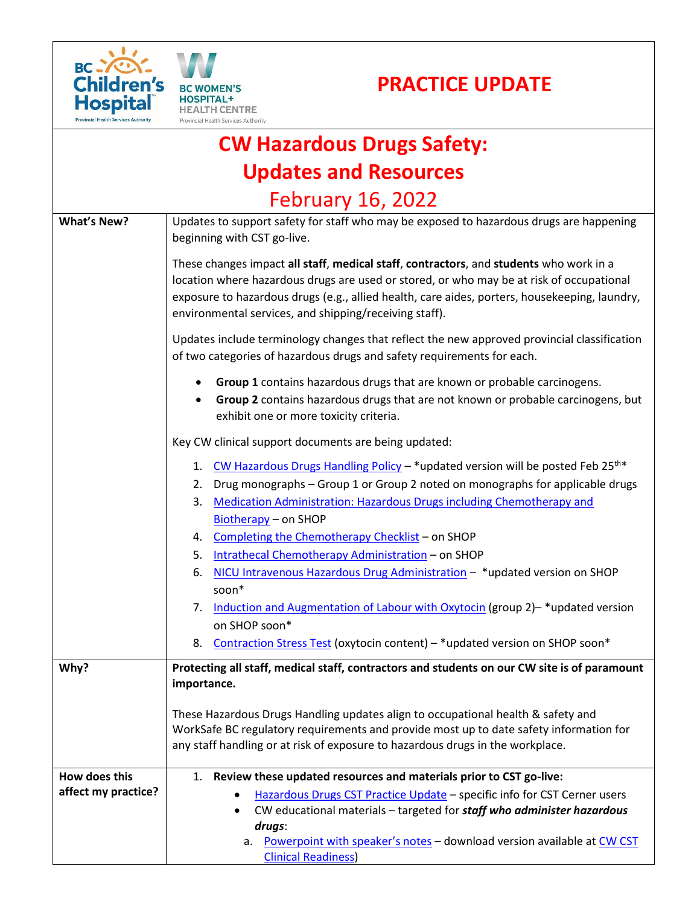# PRACTICE UPDATE

## CW Hazardous Drugs Safety: Updates and Resources

February 16, 2022

| | |
|---|---|
| **What's New?** | Updates to support safety for staff who may be exposed to hazardous drugs are happening beginning with CST go-live.<br><br>These changes impact **all staff**, **medical staff**, **contractors**, and **students** who work in a location where hazardous drugs are used or stored, or who may be at risk of occupational exposure to hazardous drugs (e.g., allied health, care aides, porters, housekeeping, laundry, environmental services, and shipping/receiving staff).<br><br>Updates include terminology changes that reflect the new approved provincial classification of two categories of hazardous drugs and safety requirements for each.<br><br>• **Group 1** contains hazardous drugs that are known or probable carcinogens.<br>• **Group 2** contains hazardous drugs that are not known or probable carcinogens, but exhibit one or more toxicity criteria.<br><br>Key CW clinical support documents are being updated:<br><br>1. CW Hazardous Drugs Handling Policy – *updated version will be posted Feb 25th*<br>2. Drug monographs – Group 1 or Group 2 noted on monographs for applicable drugs<br>3. Medication Administration: Hazardous Drugs including Chemotherapy and Biotherapy – on SHOP<br>4. Completing the Chemotherapy Checklist – on SHOP<br>5. Intrathecal Chemotherapy Administration – on SHOP<br>6. NICU Intravenous Hazardous Drug Administration – *updated version on SHOP soon*<br>7. Induction and Augmentation of Labour with Oxytocin (group 2)– *updated version on SHOP soon*<br>8. Contraction Stress Test (oxytocin content) – *updated version on SHOP soon* |
| **Why?** | **Protecting all staff, medical staff, contractors and students on our CW site is of paramount importance.**<br><br>These Hazardous Drugs Handling updates align to occupational health & safety and WorkSafe BC regulatory requirements and provide most up to date safety information for any staff handling or at risk of exposure to hazardous drugs in the workplace. |
| **How does this affect my practice?** | 1. **Review these updated resources and materials prior to CST go-live:**<br>• Hazardous Drugs CST Practice Update – specific info for CST Cerner users<br>• CW educational materials – targeted for ***staff who administer hazardous drugs***:<br>a. Powerpoint with speaker's notes – download version available at CW CST Clinical Readiness) |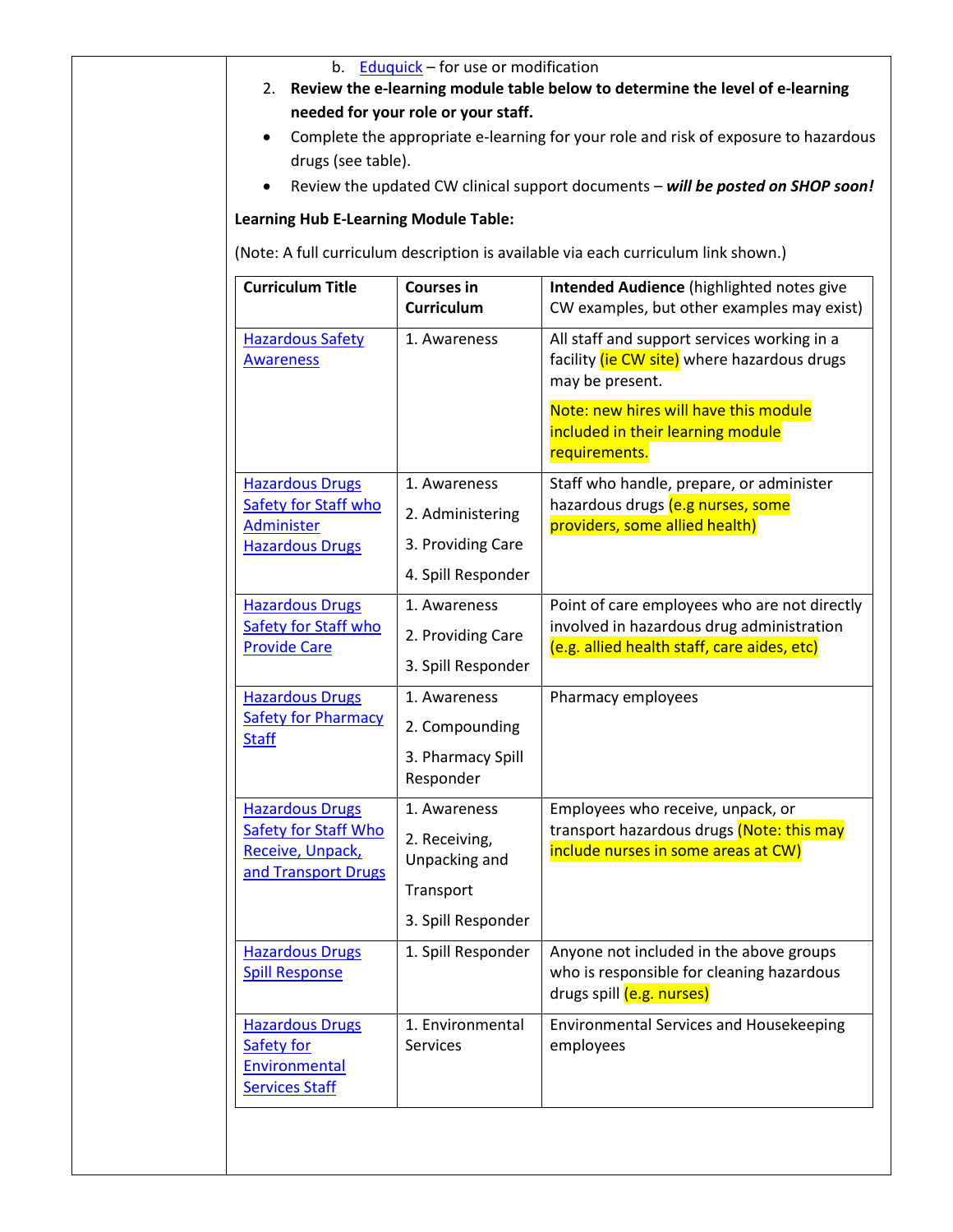b. Eduquick – for use or modification

2. **Review the e-learning module table below to determine the level of e-learning needed for your role or your staff.**

- Complete the appropriate e-learning for your role and risk of exposure to hazardous drugs (see table).
- Review the updated CW clinical support documents – ***will be posted on SHOP soon!***

**Learning Hub E-Learning Module Table:**

(Note: A full curriculum description is available via each curriculum link shown.)

| **Curriculum Title** | **Courses in Curriculum** | **Intended Audience** (highlighted notes give CW examples, but other examples may exist) |
|---|---|---|
| Hazardous Safety Awareness | 1. Awareness | All staff and support services working in a facility (ie CW site) where hazardous drugs may be present.<br><br>Note: new hires will have this module included in their learning module requirements. |
| Hazardous Drugs Safety for Staff who Administer Hazardous Drugs | 1. Awareness<br>2. Administering<br>3. Providing Care<br>4. Spill Responder | Staff who handle, prepare, or administer hazardous drugs (e.g nurses, some providers, some allied health) |
| Hazardous Drugs Safety for Staff who Provide Care | 1. Awareness<br>2. Providing Care<br>3. Spill Responder | Point of care employees who are not directly involved in hazardous drug administration (e.g. allied health staff, care aides, etc) |
| Hazardous Drugs Safety for Pharmacy Staff | 1. Awareness<br>2. Compounding<br>3. Pharmacy Spill Responder | Pharmacy employees |
| Hazardous Drugs Safety for Staff Who Receive, Unpack, and Transport Drugs | 1. Awareness<br>2. Receiving, Unpacking and Transport<br>3. Spill Responder | Employees who receive, unpack, or transport hazardous drugs (Note: this may include nurses in some areas at CW) |
| Hazardous Drugs Spill Response | 1. Spill Responder | Anyone not included in the above groups who is responsible for cleaning hazardous drugs spill (e.g. nurses) |
| Hazardous Drugs Safety for Environmental Services Staff | 1. Environmental Services | Environmental Services and Housekeeping employees |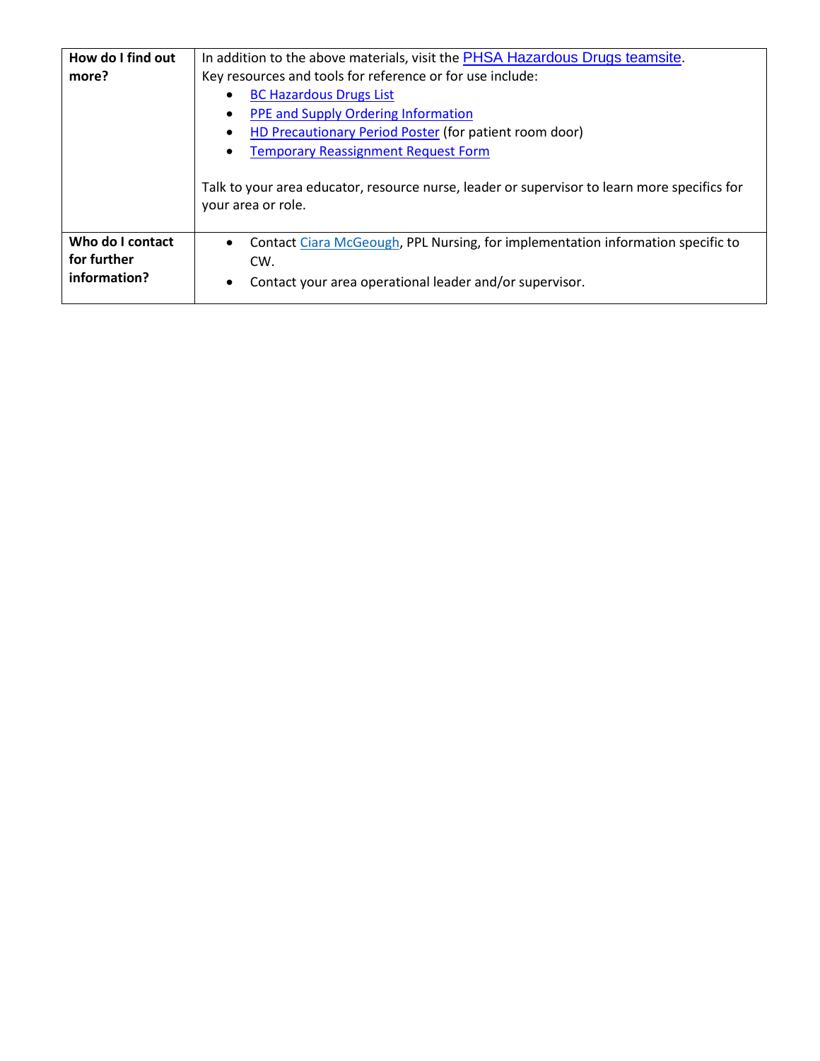| | |
|---|---|
| **How do I find out more?** | In addition to the above materials, visit the PHSA Hazardous Drugs teamsite.<br>Key resources and tools for reference or for use include:<br>• BC Hazardous Drugs List<br>• PPE and Supply Ordering Information<br>• HD Precautionary Period Poster (for patient room door)<br>• Temporary Reassignment Request Form<br><br>Talk to your area educator, resource nurse, leader or supervisor to learn more specifics for your area or role. |
| **Who do I contact for further information?** | • Contact Ciara McGeough, PPL Nursing, for implementation information specific to CW.<br>• Contact your area operational leader and/or supervisor. |